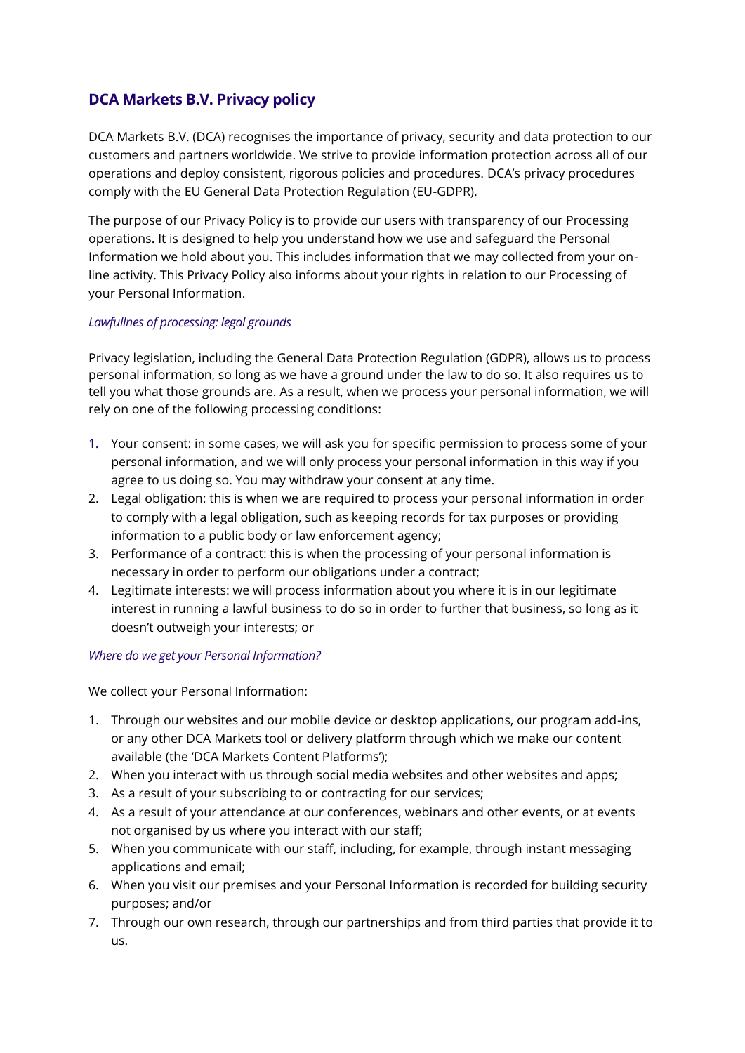## DCA Markets B.V. Privacy policy

DCA Markets B.V. (DCA) recognises the importance of privacy, security and data protection to our customers and partners worldwide. We strive to provide information protection across all of our operations and deploy consistent, rigorous policies and procedures. DCA's privacy procedures comply with the EU General Data Protection Regulation (EU-GDPR).

The purpose of our Privacy Policy is to provide our users with transparency of our Processing operations. It is designed to help you understand how we use and safeguard the Personal Information we hold about you. This includes information that we may collected from your on-line activity. This Privacy Policy also informs about your rights in relation to our Processing of your Personal Information.

*Lawfullnes of processing: legal grounds*

Privacy legislation, including the General Data Protection Regulation (GDPR), allows us to process personal information, so long as we have a ground under the law to do so. It also requires us to tell you what those grounds are. As a result, when we process your personal information, we will rely on one of the following processing conditions:

1. Your consent: in some cases, we will ask you for specific permission to process some of your personal information, and we will only process your personal information in this way if you agree to us doing so. You may withdraw your consent at any time.
2. Legal obligation: this is when we are required to process your personal information in order to comply with a legal obligation, such as keeping records for tax purposes or providing information to a public body or law enforcement agency;
3. Performance of a contract: this is when the processing of your personal information is necessary in order to perform our obligations under a contract;
4. Legitimate interests: we will process information about you where it is in our legitimate interest in running a lawful business to do so in order to further that business, so long as it doesn't outweigh your interests; or

*Where do we get your Personal Information?*

We collect your Personal Information:

1. Through our websites and our mobile device or desktop applications, our program add-ins, or any other DCA Markets tool or delivery platform through which we make our content available (the 'DCA Markets Content Platforms');
2. When you interact with us through social media websites and other websites and apps;
3. As a result of your subscribing to or contracting for our services;
4. As a result of your attendance at our conferences, webinars and other events, or at events not organised by us where you interact with our staff;
5. When you communicate with our staff, including, for example, through instant messaging applications and email;
6. When you visit our premises and your Personal Information is recorded for building security purposes; and/or
7. Through our own research, through our partnerships and from third parties that provide it to us.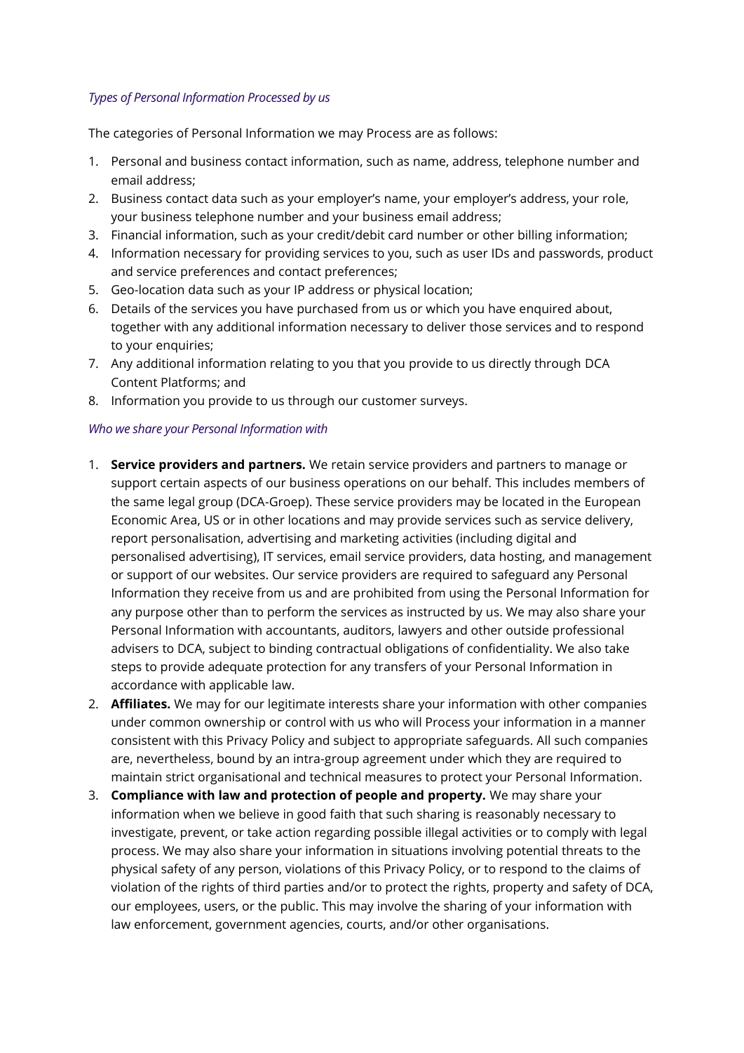*Types of Personal Information Processed by us*

The categories of Personal Information we may Process are as follows:

1. Personal and business contact information, such as name, address, telephone number and email address;
2. Business contact data such as your employer's name, your employer's address, your role, your business telephone number and your business email address;
3. Financial information, such as your credit/debit card number or other billing information;
4. Information necessary for providing services to you, such as user IDs and passwords, product and service preferences and contact preferences;
5. Geo-location data such as your IP address or physical location;
6. Details of the services you have purchased from us or which you have enquired about, together with any additional information necessary to deliver those services and to respond to your enquiries;
7. Any additional information relating to you that you provide to us directly through DCA Content Platforms; and
8. Information you provide to us through our customer surveys.

*Who we share your Personal Information with*

1. **Service providers and partners.** We retain service providers and partners to manage or support certain aspects of our business operations on our behalf. This includes members of the same legal group (DCA-Groep). These service providers may be located in the European Economic Area, US or in other locations and may provide services such as service delivery, report personalisation, advertising and marketing activities (including digital and personalised advertising), IT services, email service providers, data hosting, and management or support of our websites. Our service providers are required to safeguard any Personal Information they receive from us and are prohibited from using the Personal Information for any purpose other than to perform the services as instructed by us. We may also share your Personal Information with accountants, auditors, lawyers and other outside professional advisers to DCA, subject to binding contractual obligations of confidentiality. We also take steps to provide adequate protection for any transfers of your Personal Information in accordance with applicable law.
2. **Affiliates.** We may for our legitimate interests share your information with other companies under common ownership or control with us who will Process your information in a manner consistent with this Privacy Policy and subject to appropriate safeguards. All such companies are, nevertheless, bound by an intra-group agreement under which they are required to maintain strict organisational and technical measures to protect your Personal Information.
3. **Compliance with law and protection of people and property.** We may share your information when we believe in good faith that such sharing is reasonably necessary to investigate, prevent, or take action regarding possible illegal activities or to comply with legal process. We may also share your information in situations involving potential threats to the physical safety of any person, violations of this Privacy Policy, or to respond to the claims of violation of the rights of third parties and/or to protect the rights, property and safety of DCA, our employees, users, or the public. This may involve the sharing of your information with law enforcement, government agencies, courts, and/or other organisations.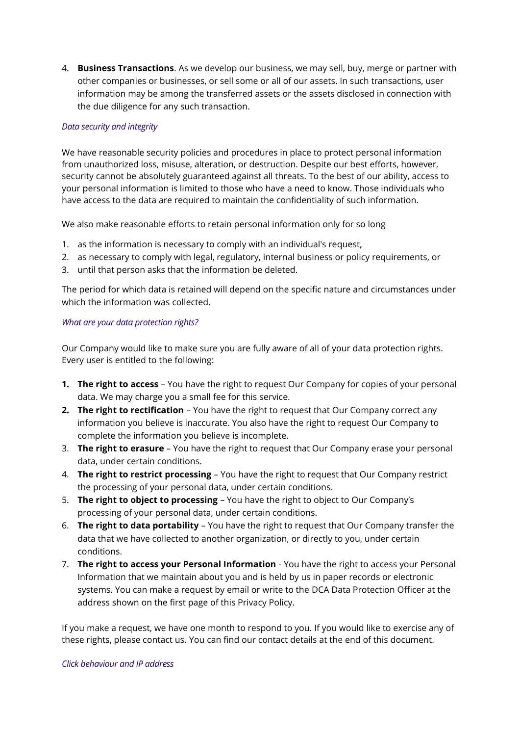4. **Business Transactions**. As we develop our business, we may sell, buy, merge or partner with other companies or businesses, or sell some or all of our assets. In such transactions, user information may be among the transferred assets or the assets disclosed in connection with the due diligence for any such transaction.

*Data security and integrity*

We have reasonable security policies and procedures in place to protect personal information from unauthorized loss, misuse, alteration, or destruction. Despite our best efforts, however, security cannot be absolutely guaranteed against all threats. To the best of our ability, access to your personal information is limited to those who have a need to know. Those individuals who have access to the data are required to maintain the confidentiality of such information.

We also make reasonable efforts to retain personal information only for so long

1. as the information is necessary to comply with an individual's request,
2. as necessary to comply with legal, regulatory, internal business or policy requirements, or
3. until that person asks that the information be deleted.

The period for which data is retained will depend on the specific nature and circumstances under which the information was collected.

*What are your data protection rights?*

Our Company would like to make sure you are fully aware of all of your data protection rights. Every user is entitled to the following:

1. **The right to access** – You have the right to request Our Company for copies of your personal data. We may charge you a small fee for this service.
2. **The right to rectification** – You have the right to request that Our Company correct any information you believe is inaccurate. You also have the right to request Our Company to complete the information you believe is incomplete.
3. **The right to erasure** – You have the right to request that Our Company erase your personal data, under certain conditions.
4. **The right to restrict processing** – You have the right to request that Our Company restrict the processing of your personal data, under certain conditions.
5. **The right to object to processing** – You have the right to object to Our Company's processing of your personal data, under certain conditions.
6. **The right to data portability** – You have the right to request that Our Company transfer the data that we have collected to another organization, or directly to you, under certain conditions.
7. **The right to access your Personal Information** - You have the right to access your Personal Information that we maintain about you and is held by us in paper records or electronic systems. You can make a request by email or write to the DCA Data Protection Officer at the address shown on the first page of this Privacy Policy.

If you make a request, we have one month to respond to you. If you would like to exercise any of these rights, please contact us. You can find our contact details at the end of this document.

*Click behaviour and IP address*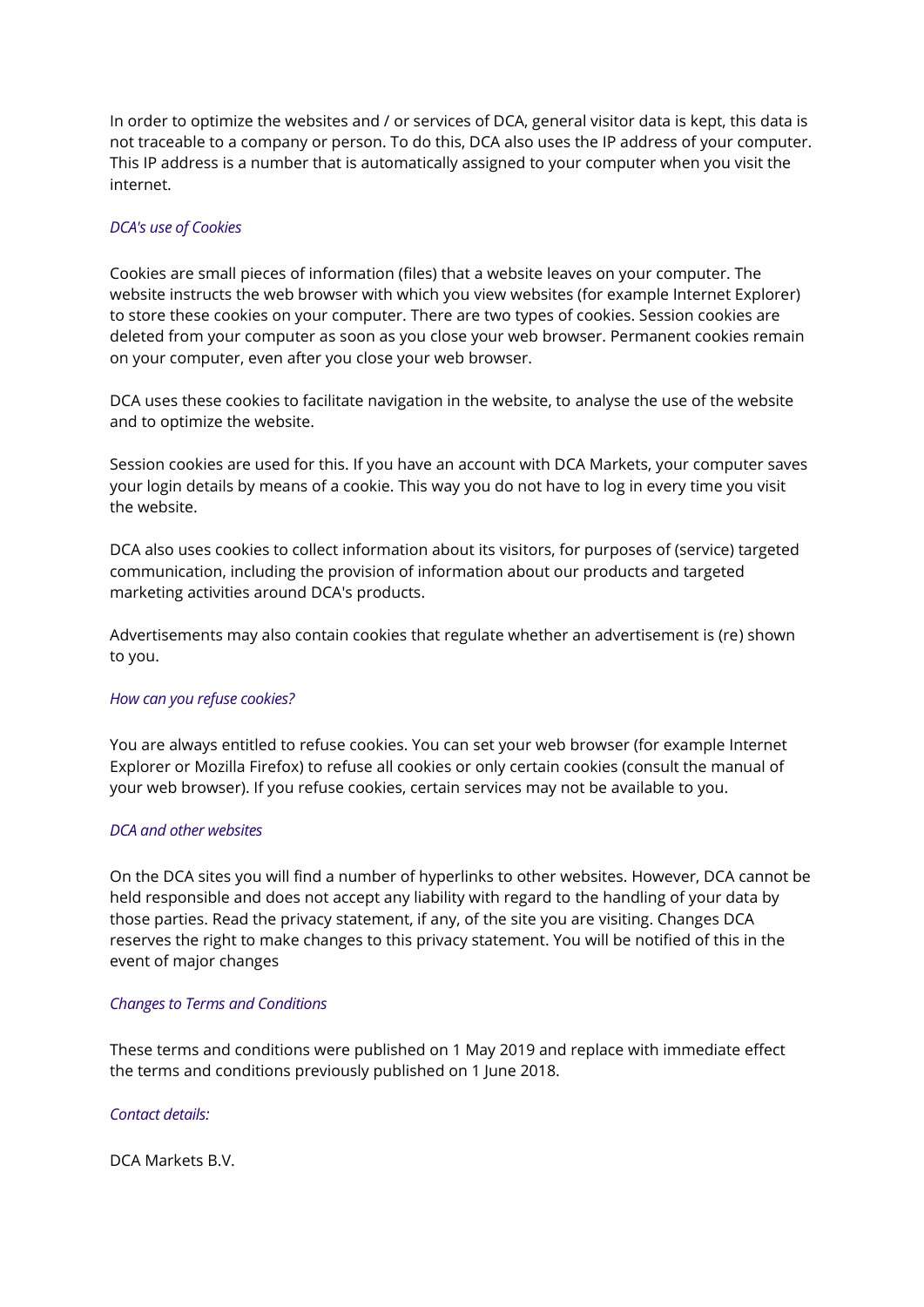In order to optimize the websites and / or services of DCA, general visitor data is kept, this data is not traceable to a company or person. To do this, DCA also uses the IP address of your computer. This IP address is a number that is automatically assigned to your computer when you visit the internet.

*DCA's use of Cookies*

Cookies are small pieces of information (files) that a website leaves on your computer. The website instructs the web browser with which you view websites (for example Internet Explorer) to store these cookies on your computer. There are two types of cookies. Session cookies are deleted from your computer as soon as you close your web browser. Permanent cookies remain on your computer, even after you close your web browser.

DCA uses these cookies to facilitate navigation in the website, to analyse the use of the website and to optimize the website.

Session cookies are used for this. If you have an account with DCA Markets, your computer saves your login details by means of a cookie. This way you do not have to log in every time you visit the website.

DCA also uses cookies to collect information about its visitors, for purposes of (service) targeted communication, including the provision of information about our products and targeted marketing activities around DCA's products.

Advertisements may also contain cookies that regulate whether an advertisement is (re) shown to you.

*How can you refuse cookies?*

You are always entitled to refuse cookies. You can set your web browser (for example Internet Explorer or Mozilla Firefox) to refuse all cookies or only certain cookies (consult the manual of your web browser). If you refuse cookies, certain services may not be available to you.

*DCA and other websites*

On the DCA sites you will find a number of hyperlinks to other websites. However, DCA cannot be held responsible and does not accept any liability with regard to the handling of your data by those parties. Read the privacy statement, if any, of the site you are visiting. Changes DCA reserves the right to make changes to this privacy statement. You will be notified of this in the event of major changes

*Changes to Terms and Conditions*

These terms and conditions were published on 1 May 2019 and replace with immediate effect the terms and conditions previously published on 1 June 2018.

*Contact details:*

DCA Markets B.V.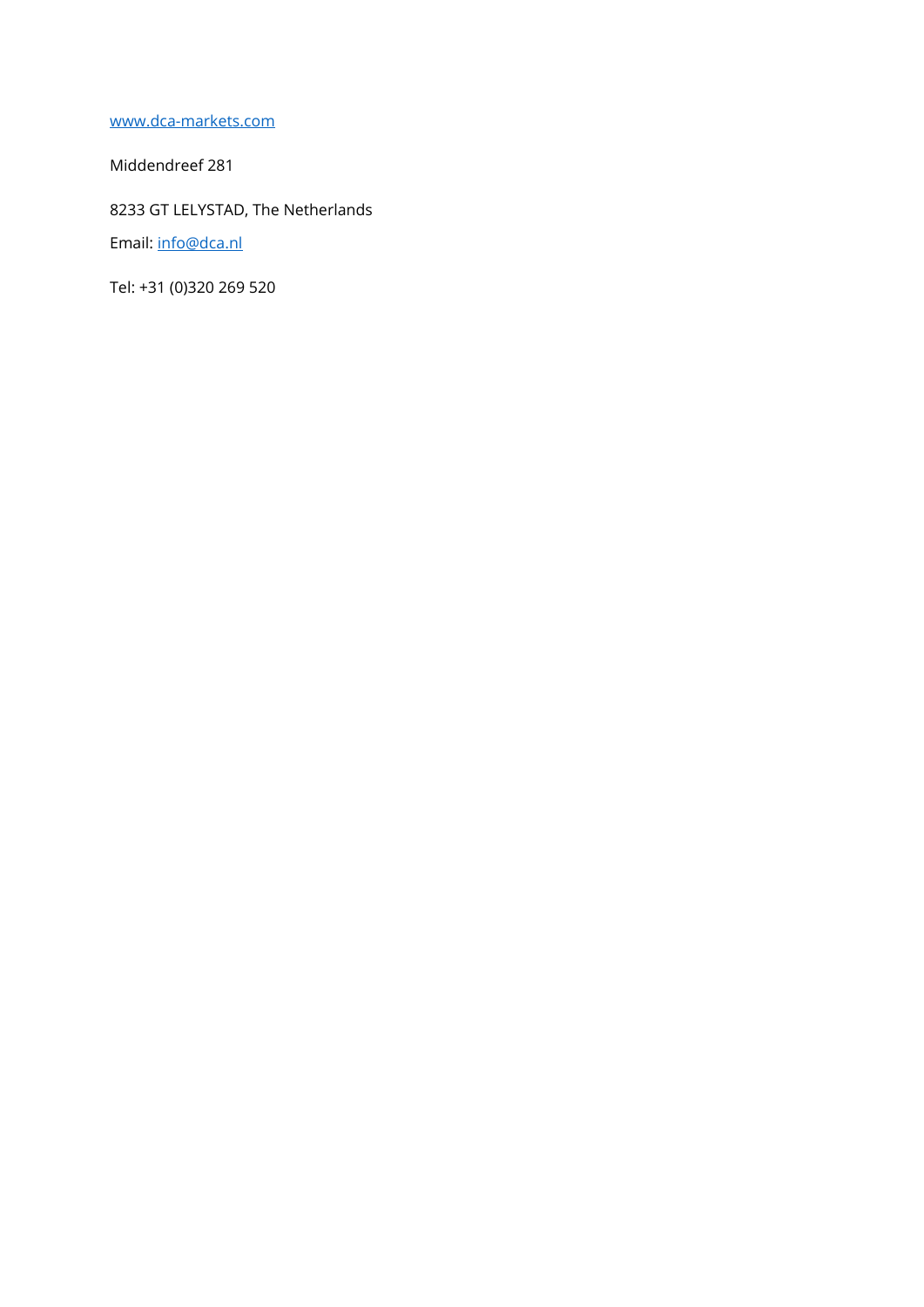www.dca-markets.com

Middendreef 281

8233 GT LELYSTAD, The Netherlands

Email: info@dca.nl

Tel: +31 (0)320 269 520